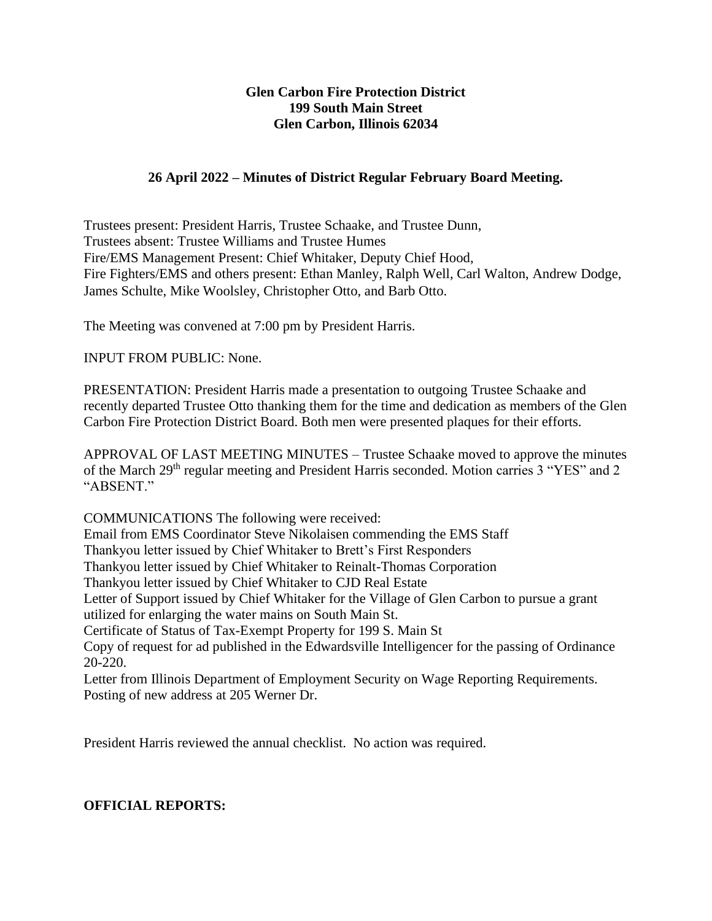**Glen Carbon Fire Protection District**
**199 South Main Street**
**Glen Carbon, Illinois 62034**

**26 April 2022 – Minutes of District Regular February Board Meeting.**

Trustees present: President Harris, Trustee Schaake, and Trustee Dunn,
Trustees absent: Trustee Williams and Trustee Humes
Fire/EMS Management Present: Chief Whitaker, Deputy Chief Hood,
Fire Fighters/EMS and others present: Ethan Manley, Ralph Well, Carl Walton, Andrew Dodge, James Schulte, Mike Woolsley, Christopher Otto, and Barb Otto.

The Meeting was convened at 7:00 pm by President Harris.

INPUT FROM PUBLIC: None.

PRESENTATION: President Harris made a presentation to outgoing Trustee Schaake and recently departed Trustee Otto thanking them for the time and dedication as members of the Glen Carbon Fire Protection District Board. Both men were presented plaques for their efforts.

APPROVAL OF LAST MEETING MINUTES – Trustee Schaake moved to approve the minutes of the March 29th regular meeting and President Harris seconded. Motion carries 3 "YES" and 2 "ABSENT."

COMMUNICATIONS The following were received:
Email from EMS Coordinator Steve Nikolaisen commending the EMS Staff
Thankyou letter issued by Chief Whitaker to Brett's First Responders
Thankyou letter issued by Chief Whitaker to Reinalt-Thomas Corporation
Thankyou letter issued by Chief Whitaker to CJD Real Estate
Letter of Support issued by Chief Whitaker for the Village of Glen Carbon to pursue a grant utilized for enlarging the water mains on South Main St.
Certificate of Status of Tax-Exempt Property for 199 S. Main St
Copy of request for ad published in the Edwardsville Intelligencer for the passing of Ordinance 20-220.
Letter from Illinois Department of Employment Security on Wage Reporting Requirements.
Posting of new address at 205 Werner Dr.

President Harris reviewed the annual checklist. No action was required.

**OFFICIAL REPORTS:**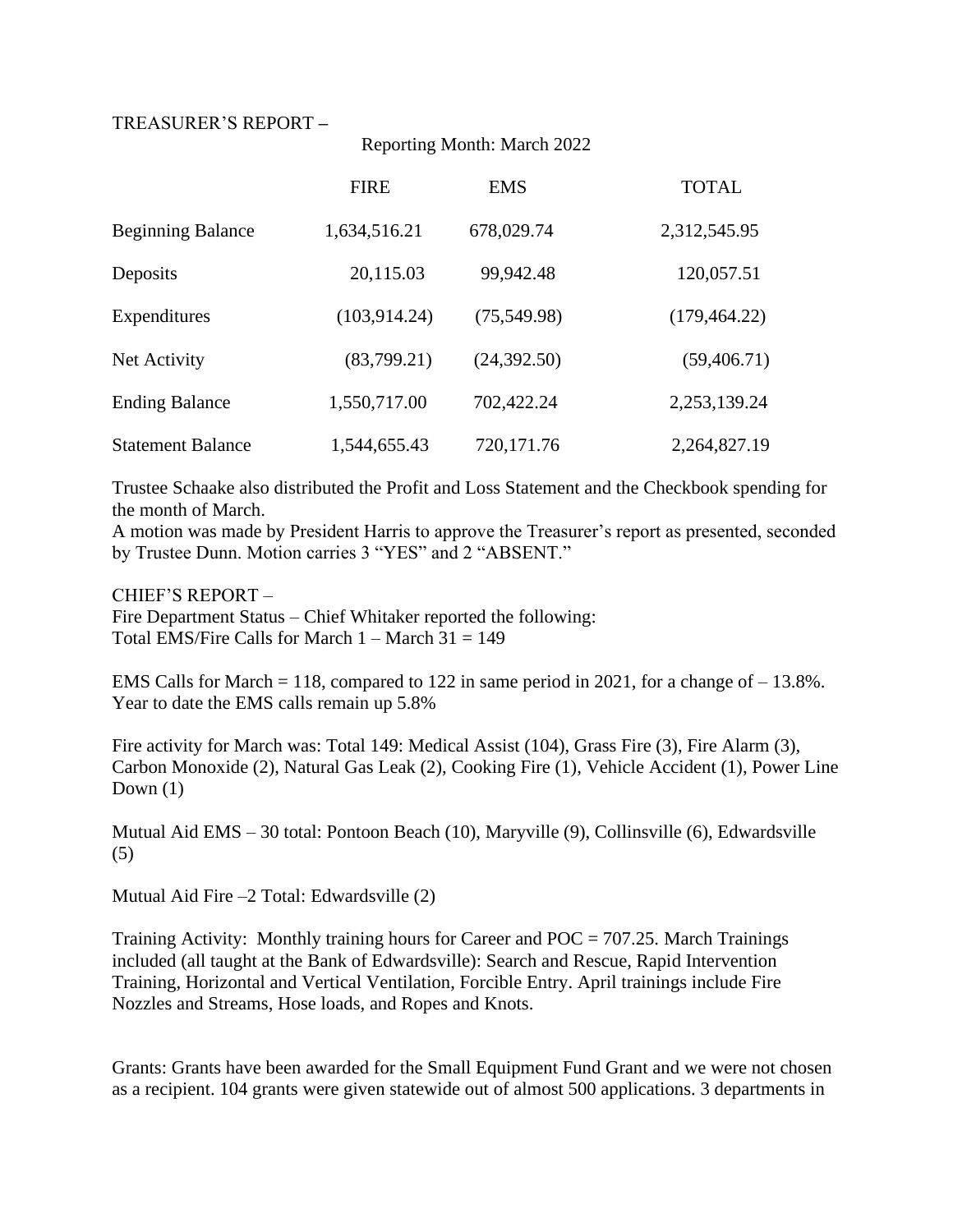TREASURER'S REPORT –

Reporting Month: March 2022

| | FIRE | EMS | TOTAL |
|---|---|---|---|
| Beginning Balance | 1,634,516.21 | 678,029.74 | 2,312,545.95 |
| Deposits | 20,115.03 | 99,942.48 | 120,057.51 |
| Expenditures | (103,914.24) | (75,549.98) | (179,464.22) |
| Net Activity | (83,799.21) | (24,392.50) | (59,406.71) |
| Ending Balance | 1,550,717.00 | 702,422.24 | 2,253,139.24 |
| Statement Balance | 1,544,655.43 | 720,171.76 | 2,264,827.19 |

Trustee Schaake also distributed the Profit and Loss Statement and the Checkbook spending for the month of March.
A motion was made by President Harris to approve the Treasurer's report as presented, seconded by Trustee Dunn. Motion carries 3 "YES" and 2 "ABSENT."

CHIEF'S REPORT –
Fire Department Status – Chief Whitaker reported the following:
Total EMS/Fire Calls for March 1 – March 31 = 149

EMS Calls for March = 118, compared to 122 in same period in 2021, for a change of – 13.8%. Year to date the EMS calls remain up 5.8%

Fire activity for March was: Total 149: Medical Assist (104), Grass Fire (3), Fire Alarm (3), Carbon Monoxide (2), Natural Gas Leak (2), Cooking Fire (1), Vehicle Accident (1), Power Line Down (1)

Mutual Aid EMS – 30 total: Pontoon Beach (10), Maryville (9), Collinsville (6), Edwardsville (5)

Mutual Aid Fire –2 Total: Edwardsville (2)

Training Activity: Monthly training hours for Career and POC = 707.25. March Trainings included (all taught at the Bank of Edwardsville): Search and Rescue, Rapid Intervention Training, Horizontal and Vertical Ventilation, Forcible Entry. April trainings include Fire Nozzles and Streams, Hose loads, and Ropes and Knots.

Grants: Grants have been awarded for the Small Equipment Fund Grant and we were not chosen as a recipient. 104 grants were given statewide out of almost 500 applications. 3 departments in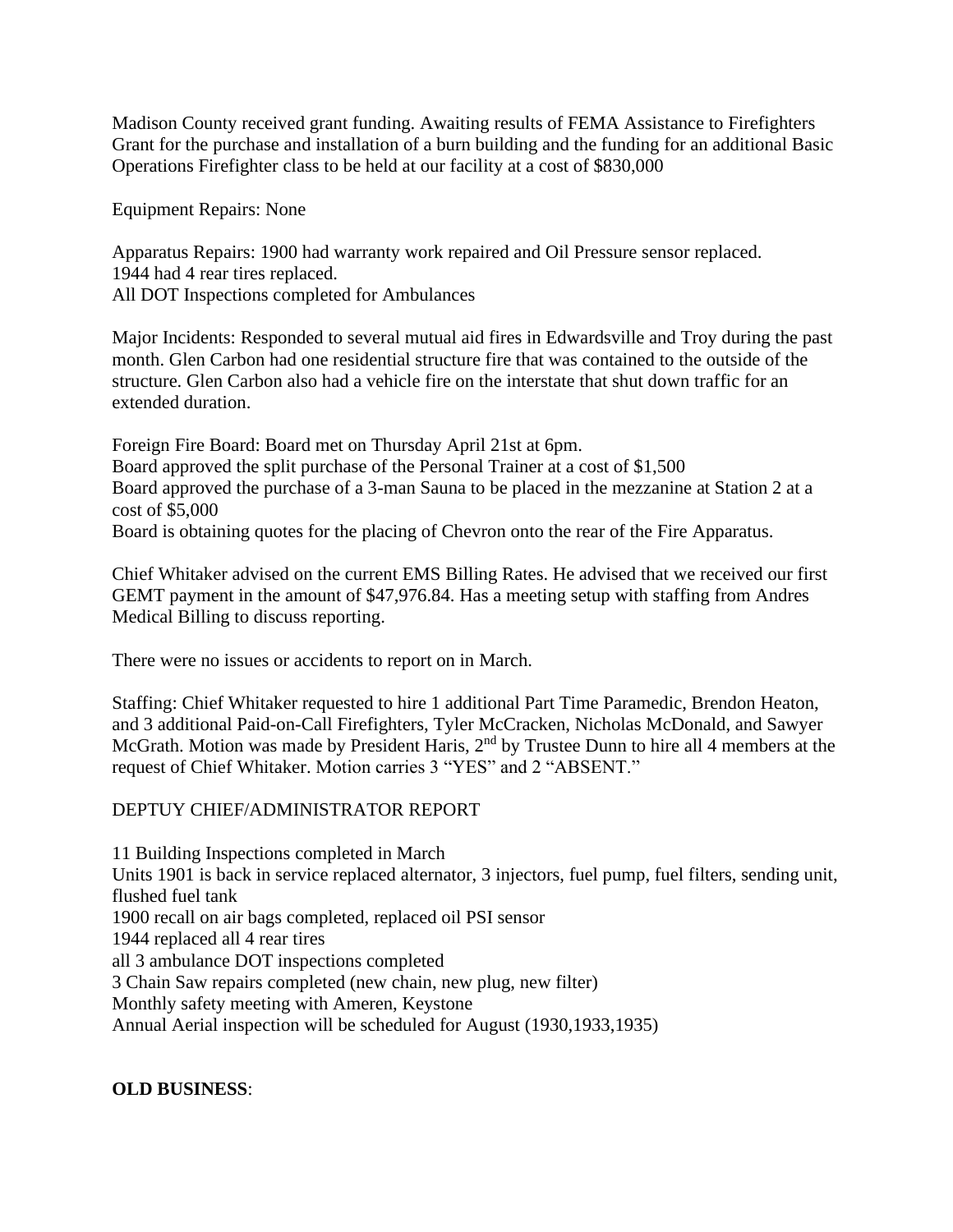Madison County received grant funding. Awaiting results of FEMA Assistance to Firefighters Grant for the purchase and installation of a burn building and the funding for an additional Basic Operations Firefighter class to be held at our facility at a cost of $830,000

Equipment Repairs: None

Apparatus Repairs: 1900 had warranty work repaired and Oil Pressure sensor replaced.
1944 had 4 rear tires replaced.
All DOT Inspections completed for Ambulances

Major Incidents: Responded to several mutual aid fires in Edwardsville and Troy during the past month. Glen Carbon had one residential structure fire that was contained to the outside of the structure. Glen Carbon also had a vehicle fire on the interstate that shut down traffic for an extended duration.

Foreign Fire Board: Board met on Thursday April 21st at 6pm.
Board approved the split purchase of the Personal Trainer at a cost of $1,500
Board approved the purchase of a 3-man Sauna to be placed in the mezzanine at Station 2 at a cost of $5,000
Board is obtaining quotes for the placing of Chevron onto the rear of the Fire Apparatus.

Chief Whitaker advised on the current EMS Billing Rates. He advised that we received our first GEMT payment in the amount of $47,976.84. Has a meeting setup with staffing from Andres Medical Billing to discuss reporting.

There were no issues or accidents to report on in March.

Staffing: Chief Whitaker requested to hire 1 additional Part Time Paramedic, Brendon Heaton, and 3 additional Paid-on-Call Firefighters, Tyler McCracken, Nicholas McDonald, and Sawyer McGrath. Motion was made by President Haris, 2nd by Trustee Dunn to hire all 4 members at the request of Chief Whitaker. Motion carries 3 "YES" and 2 "ABSENT."

DEPTUY CHIEF/ADMINISTRATOR REPORT

11 Building Inspections completed in March
Units 1901 is back in service replaced alternator, 3 injectors, fuel pump, fuel filters, sending unit, flushed fuel tank
1900 recall on air bags completed, replaced oil PSI sensor
1944 replaced all 4 rear tires
all 3 ambulance DOT inspections completed
3 Chain Saw repairs completed (new chain, new plug, new filter)
Monthly safety meeting with Ameren, Keystone
Annual Aerial inspection will be scheduled for August (1930,1933,1935)

**OLD BUSINESS**: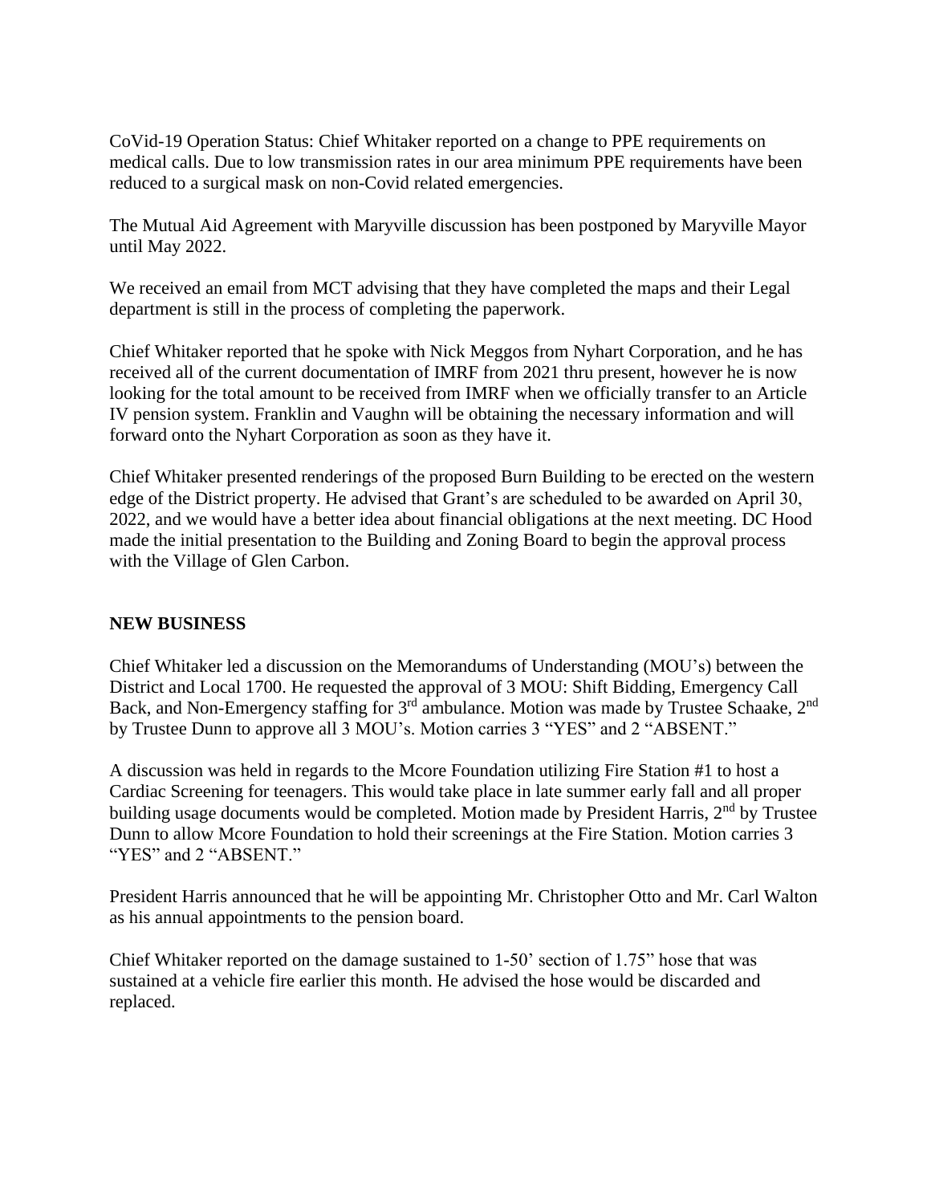CoVid-19 Operation Status: Chief Whitaker reported on a change to PPE requirements on medical calls. Due to low transmission rates in our area minimum PPE requirements have been reduced to a surgical mask on non-Covid related emergencies.

The Mutual Aid Agreement with Maryville discussion has been postponed by Maryville Mayor until May 2022.

We received an email from MCT advising that they have completed the maps and their Legal department is still in the process of completing the paperwork.

Chief Whitaker reported that he spoke with Nick Meggos from Nyhart Corporation, and he has received all of the current documentation of IMRF from 2021 thru present, however he is now looking for the total amount to be received from IMRF when we officially transfer to an Article IV pension system. Franklin and Vaughn will be obtaining the necessary information and will forward onto the Nyhart Corporation as soon as they have it.

Chief Whitaker presented renderings of the proposed Burn Building to be erected on the western edge of the District property. He advised that Grant's are scheduled to be awarded on April 30, 2022, and we would have a better idea about financial obligations at the next meeting. DC Hood made the initial presentation to the Building and Zoning Board to begin the approval process with the Village of Glen Carbon.

**NEW BUSINESS**

Chief Whitaker led a discussion on the Memorandums of Understanding (MOU's) between the District and Local 1700. He requested the approval of 3 MOU: Shift Bidding, Emergency Call Back, and Non-Emergency staffing for 3rd ambulance. Motion was made by Trustee Schaake, 2nd by Trustee Dunn to approve all 3 MOU's. Motion carries 3 "YES" and 2 "ABSENT."

A discussion was held in regards to the Mcore Foundation utilizing Fire Station #1 to host a Cardiac Screening for teenagers. This would take place in late summer early fall and all proper building usage documents would be completed. Motion made by President Harris, 2nd by Trustee Dunn to allow Mcore Foundation to hold their screenings at the Fire Station. Motion carries 3 "YES" and 2 "ABSENT."

President Harris announced that he will be appointing Mr. Christopher Otto and Mr. Carl Walton as his annual appointments to the pension board.

Chief Whitaker reported on the damage sustained to 1-50' section of 1.75" hose that was sustained at a vehicle fire earlier this month. He advised the hose would be discarded and replaced.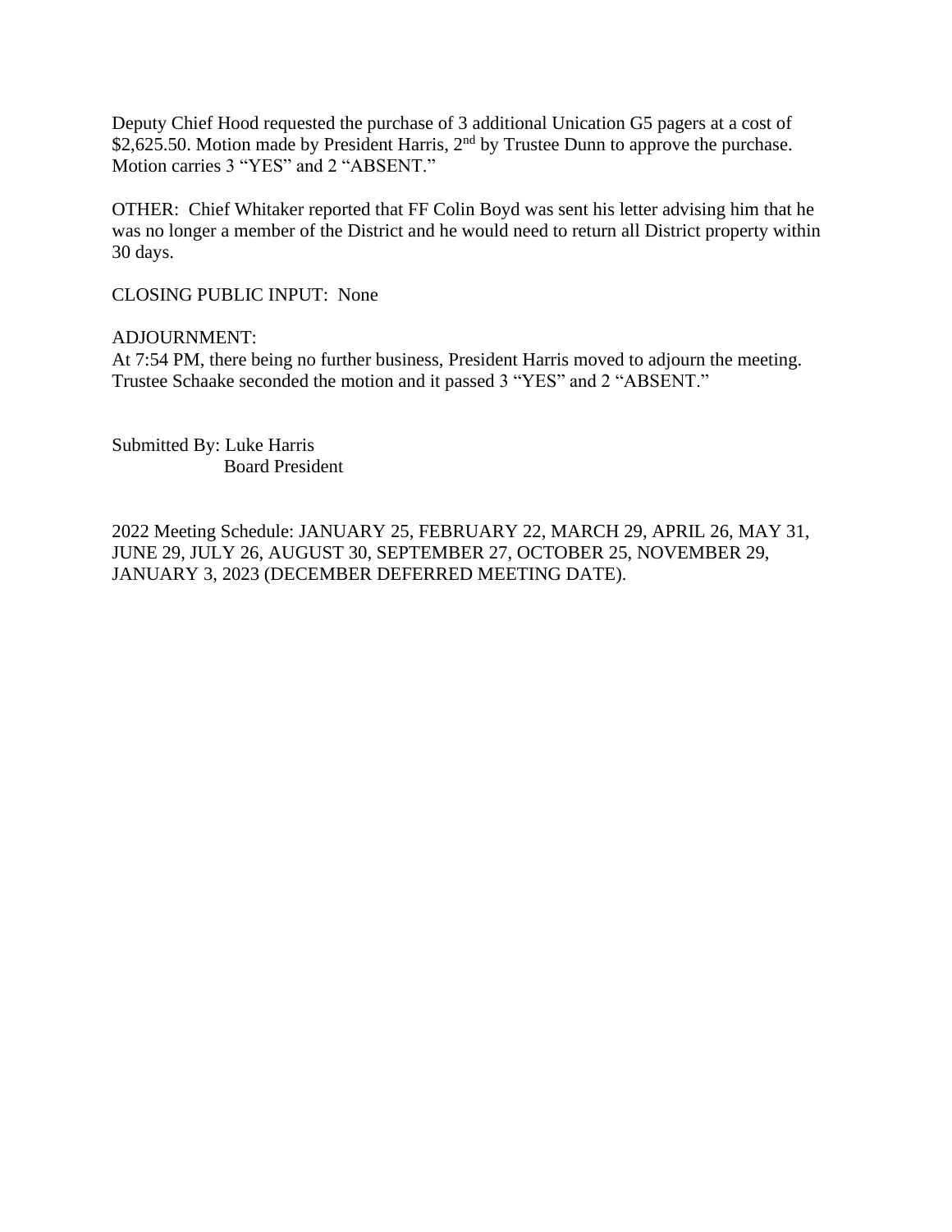Deputy Chief Hood requested the purchase of 3 additional Unication G5 pagers at a cost of $2,625.50. Motion made by President Harris, 2nd by Trustee Dunn to approve the purchase. Motion carries 3 "YES" and 2 "ABSENT."

OTHER: Chief Whitaker reported that FF Colin Boyd was sent his letter advising him that he was no longer a member of the District and he would need to return all District property within 30 days.

CLOSING PUBLIC INPUT: None

ADJOURNMENT:
At 7:54 PM, there being no further business, President Harris moved to adjourn the meeting. Trustee Schaake seconded the motion and it passed 3 "YES" and 2 "ABSENT."

Submitted By: Luke Harris
Board President

2022 Meeting Schedule: JANUARY 25, FEBRUARY 22, MARCH 29, APRIL 26, MAY 31, JUNE 29, JULY 26, AUGUST 30, SEPTEMBER 27, OCTOBER 25, NOVEMBER 29, JANUARY 3, 2023 (DECEMBER DEFERRED MEETING DATE).